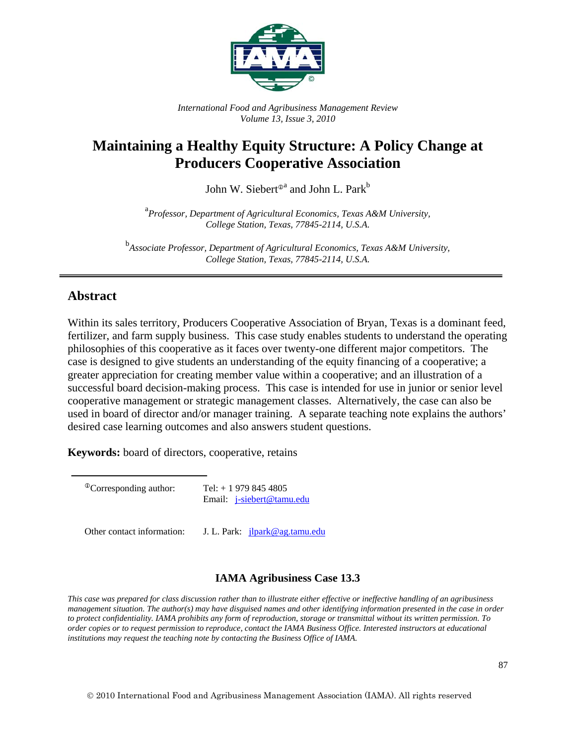*International Food and Agribusiness Management Review*
*Volume 13, Issue 3, 2010*

# Maintaining a Healthy Equity Structure: A Policy Change at Producers Cooperative Association

John W. Siebert[ⓘa] and John L. Park[b]

[a] *Professor, Department of Agricultural Economics, Texas A&M University, College Station, Texas, 77845-2114, U.S.A.*

[b] *Associate Professor, Department of Agricultural Economics, Texas A&M University, College Station, Texas, 77845-2114, U.S.A.*

## Abstract

Within its sales territory, Producers Cooperative Association of Bryan, Texas is a dominant feed, fertilizer, and farm supply business. This case study enables students to understand the operating philosophies of this cooperative as it faces over twenty-one different major competitors. The case is designed to give students an understanding of the equity financing of a cooperative; a greater appreciation for creating member value within a cooperative; and an illustration of a successful board decision-making process. This case is intended for use in junior or senior level cooperative management or strategic management classes. Alternatively, the case can also be used in board of director and/or manager training. A separate teaching note explains the authors' desired case learning outcomes and also answers student questions.

**Keywords:** board of directors, cooperative, retains

---

ⓘCorresponding author: Tel: + 1 979 845 4805
Email: j-siebert@tamu.edu

Other contact information: J. L. Park: jlpark@ag.tamu.edu

### IAMA Agribusiness Case 13.3

*This case was prepared for class discussion rather than to illustrate either effective or ineffective handling of an agribusiness management situation. The author(s) may have disguised names and other identifying information presented in the case in order to protect confidentiality. IAMA prohibits any form of reproduction, storage or transmittal without its written permission. To order copies or to request permission to reproduce, contact the IAMA Business Office. Interested instructors at educational institutions may request the teaching note by contacting the Business Office of IAMA.*

© 2010 International Food and Agribusiness Management Association (IAMA). All rights reserved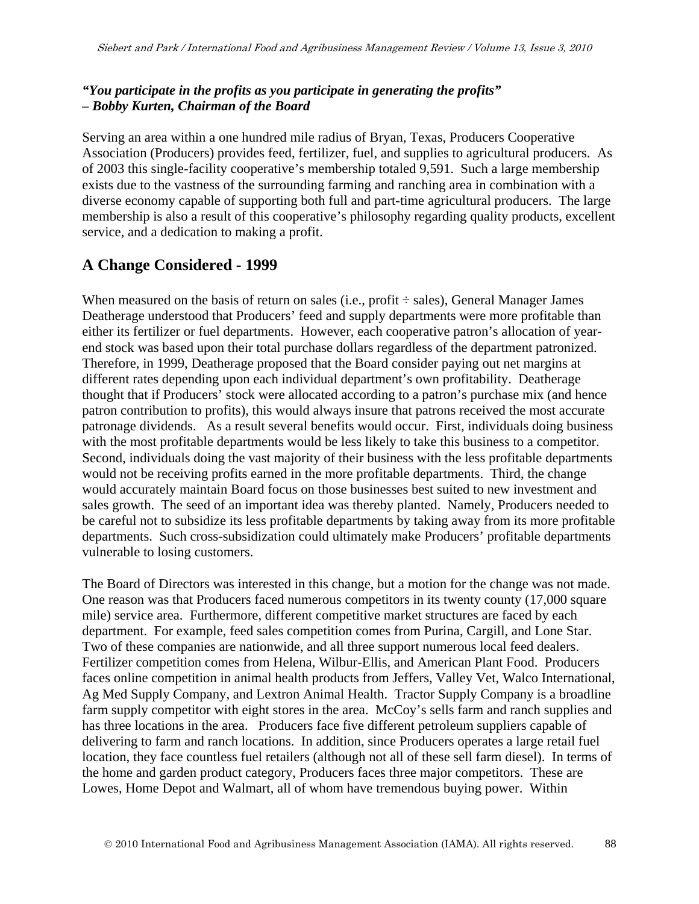***"You participate in the profits as you participate in generating the profits"***
***– Bobby Kurten, Chairman of the Board***

Serving an area within a one hundred mile radius of Bryan, Texas, Producers Cooperative Association (Producers) provides feed, fertilizer, fuel, and supplies to agricultural producers. As of 2003 this single-facility cooperative's membership totaled 9,591. Such a large membership exists due to the vastness of the surrounding farming and ranching area in combination with a diverse economy capable of supporting both full and part-time agricultural producers. The large membership is also a result of this cooperative's philosophy regarding quality products, excellent service, and a dedication to making a profit.

## A Change Considered - 1999

When measured on the basis of return on sales (i.e., profit ÷ sales), General Manager James Deatherage understood that Producers' feed and supply departments were more profitable than either its fertilizer or fuel departments. However, each cooperative patron's allocation of year-end stock was based upon their total purchase dollars regardless of the department patronized. Therefore, in 1999, Deatherage proposed that the Board consider paying out net margins at different rates depending upon each individual department's own profitability. Deatherage thought that if Producers' stock were allocated according to a patron's purchase mix (and hence patron contribution to profits), this would always insure that patrons received the most accurate patronage dividends. As a result several benefits would occur. First, individuals doing business with the most profitable departments would be less likely to take this business to a competitor. Second, individuals doing the vast majority of their business with the less profitable departments would not be receiving profits earned in the more profitable departments. Third, the change would accurately maintain Board focus on those businesses best suited to new investment and sales growth. The seed of an important idea was thereby planted. Namely, Producers needed to be careful not to subsidize its less profitable departments by taking away from its more profitable departments. Such cross-subsidization could ultimately make Producers' profitable departments vulnerable to losing customers.

The Board of Directors was interested in this change, but a motion for the change was not made. One reason was that Producers faced numerous competitors in its twenty county (17,000 square mile) service area. Furthermore, different competitive market structures are faced by each department. For example, feed sales competition comes from Purina, Cargill, and Lone Star. Two of these companies are nationwide, and all three support numerous local feed dealers. Fertilizer competition comes from Helena, Wilbur-Ellis, and American Plant Food. Producers faces online competition in animal health products from Jeffers, Valley Vet, Walco International, Ag Med Supply Company, and Lextron Animal Health. Tractor Supply Company is a broadline farm supply competitor with eight stores in the area. McCoy's sells farm and ranch supplies and has three locations in the area. Producers face five different petroleum suppliers capable of delivering to farm and ranch locations. In addition, since Producers operates a large retail fuel location, they face countless fuel retailers (although not all of these sell farm diesel). In terms of the home and garden product category, Producers faces three major competitors. These are Lowes, Home Depot and Walmart, all of whom have tremendous buying power. Within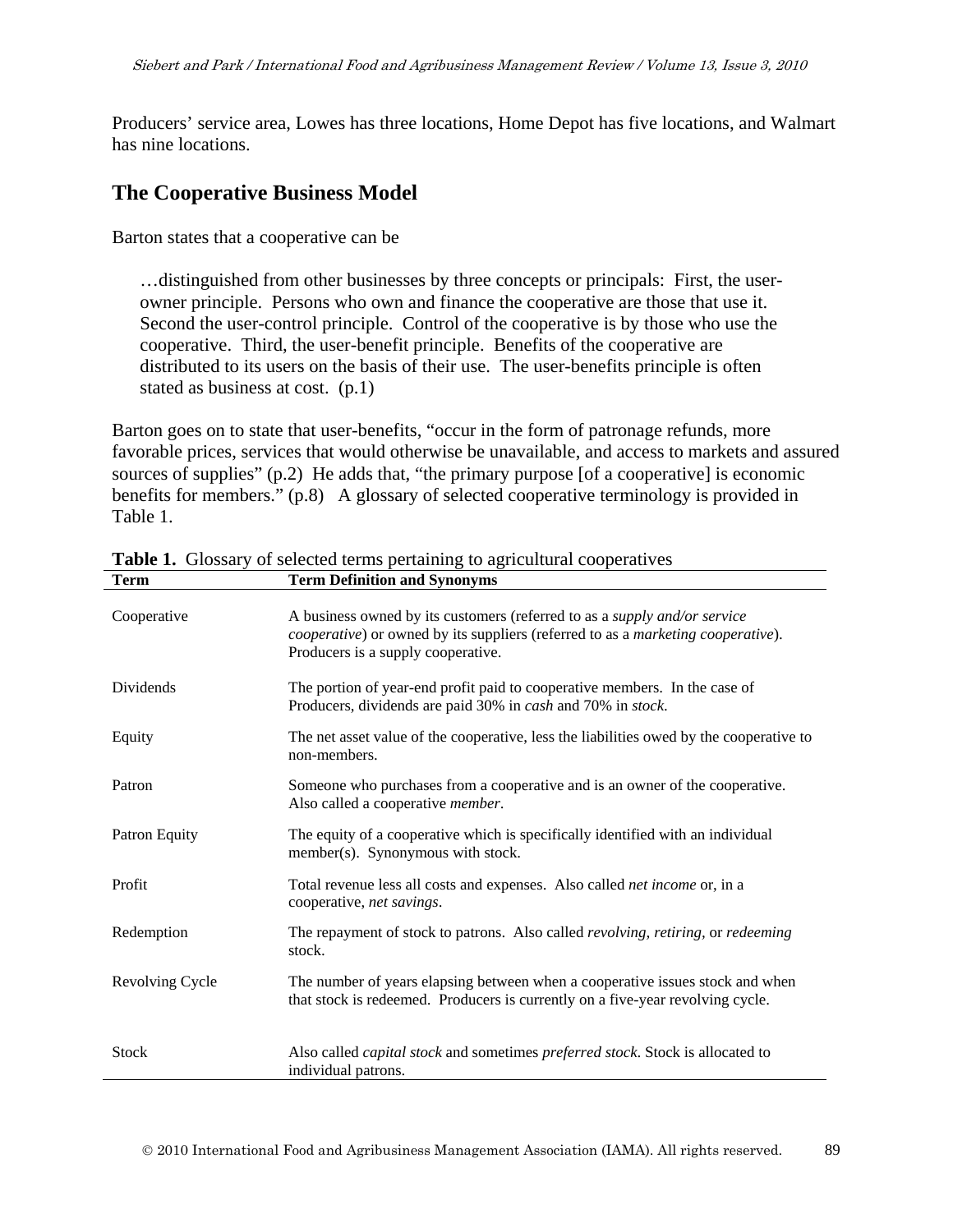Producers' service area, Lowes has three locations, Home Depot has five locations, and Walmart has nine locations.

## The Cooperative Business Model

Barton states that a cooperative can be

> …distinguished from other businesses by three concepts or principals: First, the user-owner principle. Persons who own and finance the cooperative are those that use it. Second the user-control principle. Control of the cooperative is by those who use the cooperative. Third, the user-benefit principle. Benefits of the cooperative are distributed to its users on the basis of their use. The user-benefits principle is often stated as business at cost. (p.1)

Barton goes on to state that user-benefits, "occur in the form of patronage refunds, more favorable prices, services that would otherwise be unavailable, and access to markets and assured sources of supplies" (p.2) He adds that, "the primary purpose [of a cooperative] is economic benefits for members." (p.8) A glossary of selected cooperative terminology is provided in Table 1.

**Table 1.** Glossary of selected terms pertaining to agricultural cooperatives

| Term | Term Definition and Synonyms |
|---|---|
| Cooperative | A business owned by its customers (referred to as a *supply and/or service cooperative*) or owned by its suppliers (referred to as a *marketing cooperative*). Producers is a supply cooperative. |
| Dividends | The portion of year-end profit paid to cooperative members. In the case of Producers, dividends are paid 30% in *cash* and 70% in *stock*. |
| Equity | The net asset value of the cooperative, less the liabilities owed by the cooperative to non-members. |
| Patron | Someone who purchases from a cooperative and is an owner of the cooperative. Also called a cooperative *member*. |
| Patron Equity | The equity of a cooperative which is specifically identified with an individual member(s). Synonymous with stock. |
| Profit | Total revenue less all costs and expenses. Also called *net income* or, in a cooperative, *net savings*. |
| Redemption | The repayment of stock to patrons. Also called *revolving, retiring,* or *redeeming* stock. |
| Revolving Cycle | The number of years elapsing between when a cooperative issues stock and when that stock is redeemed. Producers is currently on a five-year revolving cycle. |
| Stock | Also called *capital stock* and sometimes *preferred stock*. Stock is allocated to individual patrons. |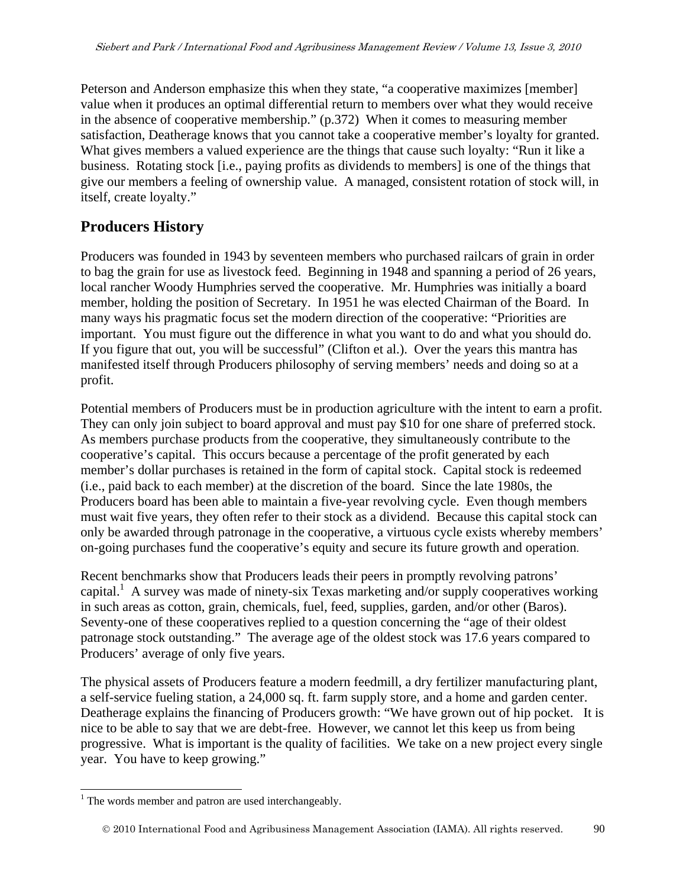Peterson and Anderson emphasize this when they state, "a cooperative maximizes [member] value when it produces an optimal differential return to members over what they would receive in the absence of cooperative membership." (p.372) When it comes to measuring member satisfaction, Deatherage knows that you cannot take a cooperative member's loyalty for granted. What gives members a valued experience are the things that cause such loyalty: "Run it like a business. Rotating stock [i.e., paying profits as dividends to members] is one of the things that give our members a feeling of ownership value. A managed, consistent rotation of stock will, in itself, create loyalty."

## Producers History

Producers was founded in 1943 by seventeen members who purchased railcars of grain in order to bag the grain for use as livestock feed. Beginning in 1948 and spanning a period of 26 years, local rancher Woody Humphries served the cooperative. Mr. Humphries was initially a board member, holding the position of Secretary. In 1951 he was elected Chairman of the Board. In many ways his pragmatic focus set the modern direction of the cooperative: "Priorities are important. You must figure out the difference in what you want to do and what you should do. If you figure that out, you will be successful" (Clifton et al.). Over the years this mantra has manifested itself through Producers philosophy of serving members' needs and doing so at a profit.

Potential members of Producers must be in production agriculture with the intent to earn a profit. They can only join subject to board approval and must pay $10 for one share of preferred stock. As members purchase products from the cooperative, they simultaneously contribute to the cooperative's capital. This occurs because a percentage of the profit generated by each member's dollar purchases is retained in the form of capital stock. Capital stock is redeemed (i.e., paid back to each member) at the discretion of the board. Since the late 1980s, the Producers board has been able to maintain a five-year revolving cycle. Even though members must wait five years, they often refer to their stock as a dividend. Because this capital stock can only be awarded through patronage in the cooperative, a virtuous cycle exists whereby members' on-going purchases fund the cooperative's equity and secure its future growth and operation.

Recent benchmarks show that Producers leads their peers in promptly revolving patrons' capital.[1] A survey was made of ninety-six Texas marketing and/or supply cooperatives working in such areas as cotton, grain, chemicals, fuel, feed, supplies, garden, and/or other (Baros). Seventy-one of these cooperatives replied to a question concerning the "age of their oldest patronage stock outstanding." The average age of the oldest stock was 17.6 years compared to Producers' average of only five years.

The physical assets of Producers feature a modern feedmill, a dry fertilizer manufacturing plant, a self-service fueling station, a 24,000 sq. ft. farm supply store, and a home and garden center. Deatherage explains the financing of Producers growth: "We have grown out of hip pocket. It is nice to be able to say that we are debt-free. However, we cannot let this keep us from being progressive. What is important is the quality of facilities. We take on a new project every single year. You have to keep growing."

[1] The words member and patron are used interchangeably.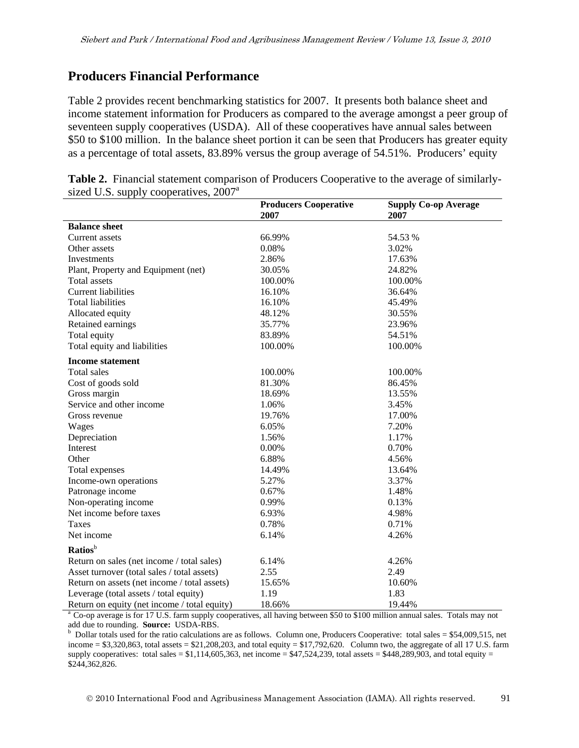## Producers Financial Performance

Table 2 provides recent benchmarking statistics for 2007. It presents both balance sheet and income statement information for Producers as compared to the average amongst a peer group of seventeen supply cooperatives (USDA). All of these cooperatives have annual sales between $50 to $100 million. In the balance sheet portion it can be seen that Producers has greater equity as a percentage of total assets, 83.89% versus the group average of 54.51%. Producers' equity

**Table 2.** Financial statement comparison of Producers Cooperative to the average of similarly-sized U.S. supply cooperatives, 2007[a]

| | **Producers Cooperative 2007** | **Supply Co-op Average 2007** |
|---|---|---|
| **Balance sheet** | | |
| Current assets | 66.99% | 54.53 % |
| Other assets | 0.08% | 3.02% |
| Investments | 2.86% | 17.63% |
| Plant, Property and Equipment (net) | 30.05% | 24.82% |
| Total assets | 100.00% | 100.00% |
| Current liabilities | 16.10% | 36.64% |
| Total liabilities | 16.10% | 45.49% |
| Allocated equity | 48.12% | 30.55% |
| Retained earnings | 35.77% | 23.96% |
| Total equity | 83.89% | 54.51% |
| Total equity and liabilities | 100.00% | 100.00% |
| **Income statement** | | |
| Total sales | 100.00% | 100.00% |
| Cost of goods sold | 81.30% | 86.45% |
| Gross margin | 18.69% | 13.55% |
| Service and other income | 1.06% | 3.45% |
| Gross revenue | 19.76% | 17.00% |
| Wages | 6.05% | 7.20% |
| Depreciation | 1.56% | 1.17% |
| Interest | 0.00% | 0.70% |
| Other | 6.88% | 4.56% |
| Total expenses | 14.49% | 13.64% |
| Income-own operations | 5.27% | 3.37% |
| Patronage income | 0.67% | 1.48% |
| Non-operating income | 0.99% | 0.13% |
| Net income before taxes | 6.93% | 4.98% |
| Taxes | 0.78% | 0.71% |
| Net income | 6.14% | 4.26% |
| **Ratios**[b] | | |
| Return on sales (net income / total sales) | 6.14% | 4.26% |
| Asset turnover (total sales / total assets) | 2.55 | 2.49 |
| Return on assets (net income / total assets) | 15.65% | 10.60% |
| Leverage (total assets / total equity) | 1.19 | 1.83 |
| Return on equity (net income / total equity) | 18.66% | 19.44% |

[a] Co-op average is for 17 U.S. farm supply cooperatives, all having between $50 to $100 million annual sales. Totals may not add due to rounding. **Source:** USDA-RBS.

[b] Dollar totals used for the ratio calculations are as follows. Column one, Producers Cooperative: total sales = $54,009,515, net income = $3,320,863, total assets = $21,208,203, and total equity = $17,792,620. Column two, the aggregate of all 17 U.S. farm supply cooperatives: total sales = $1,114,605,363, net income = $47,524,239, total assets = $448,289,903, and total equity = $244,362,826.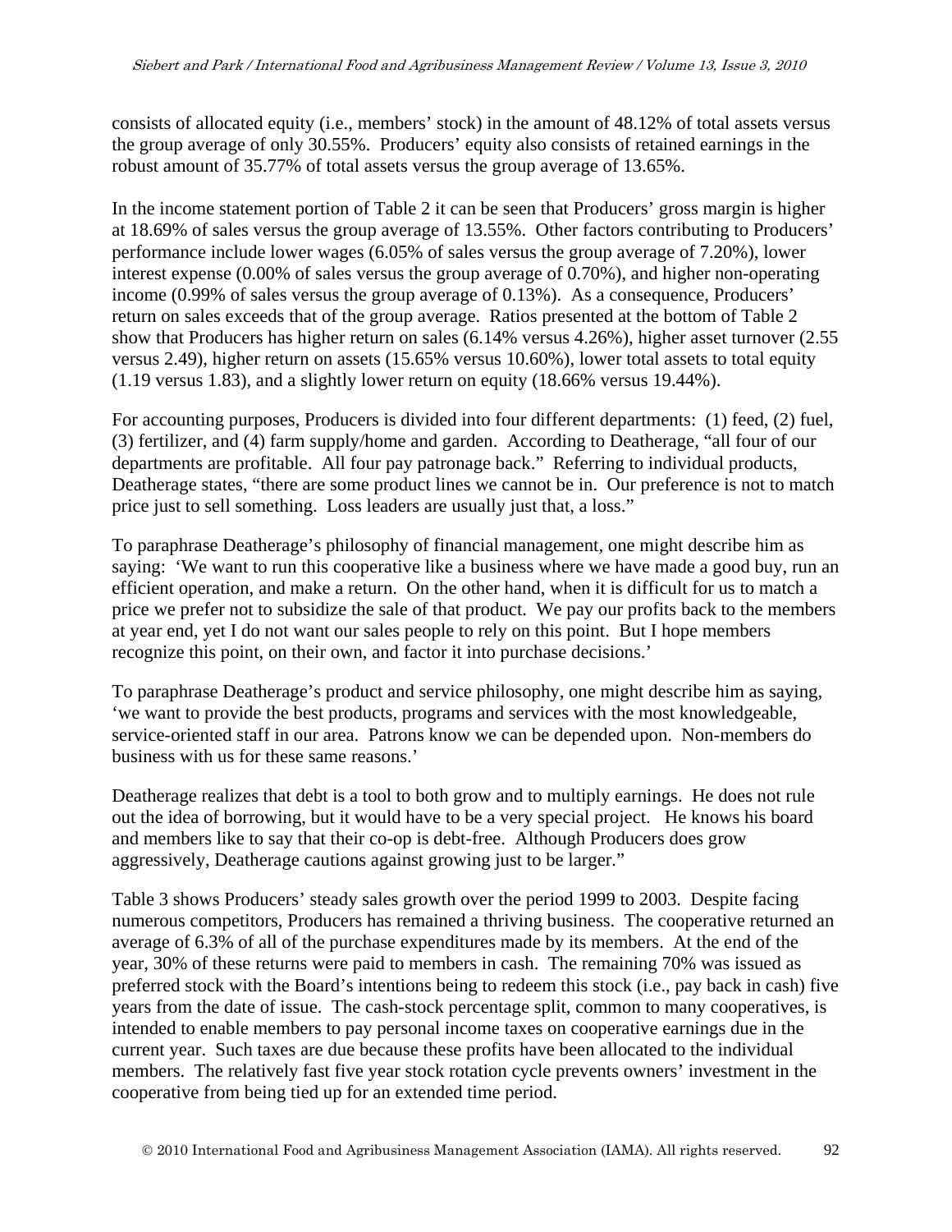consists of allocated equity (i.e., members' stock) in the amount of 48.12% of total assets versus the group average of only 30.55%. Producers' equity also consists of retained earnings in the robust amount of 35.77% of total assets versus the group average of 13.65%.

In the income statement portion of Table 2 it can be seen that Producers' gross margin is higher at 18.69% of sales versus the group average of 13.55%. Other factors contributing to Producers' performance include lower wages (6.05% of sales versus the group average of 7.20%), lower interest expense (0.00% of sales versus the group average of 0.70%), and higher non-operating income (0.99% of sales versus the group average of 0.13%). As a consequence, Producers' return on sales exceeds that of the group average. Ratios presented at the bottom of Table 2 show that Producers has higher return on sales (6.14% versus 4.26%), higher asset turnover (2.55 versus 2.49), higher return on assets (15.65% versus 10.60%), lower total assets to total equity (1.19 versus 1.83), and a slightly lower return on equity (18.66% versus 19.44%).

For accounting purposes, Producers is divided into four different departments: (1) feed, (2) fuel, (3) fertilizer, and (4) farm supply/home and garden. According to Deatherage, "all four of our departments are profitable. All four pay patronage back." Referring to individual products, Deatherage states, "there are some product lines we cannot be in. Our preference is not to match price just to sell something. Loss leaders are usually just that, a loss."

To paraphrase Deatherage's philosophy of financial management, one might describe him as saying: 'We want to run this cooperative like a business where we have made a good buy, run an efficient operation, and make a return. On the other hand, when it is difficult for us to match a price we prefer not to subsidize the sale of that product. We pay our profits back to the members at year end, yet I do not want our sales people to rely on this point. But I hope members recognize this point, on their own, and factor it into purchase decisions.'

To paraphrase Deatherage's product and service philosophy, one might describe him as saying, 'we want to provide the best products, programs and services with the most knowledgeable, service-oriented staff in our area. Patrons know we can be depended upon. Non-members do business with us for these same reasons.'

Deatherage realizes that debt is a tool to both grow and to multiply earnings. He does not rule out the idea of borrowing, but it would have to be a very special project. He knows his board and members like to say that their co-op is debt-free. Although Producers does grow aggressively, Deatherage cautions against growing just to be larger."

Table 3 shows Producers' steady sales growth over the period 1999 to 2003. Despite facing numerous competitors, Producers has remained a thriving business. The cooperative returned an average of 6.3% of all of the purchase expenditures made by its members. At the end of the year, 30% of these returns were paid to members in cash. The remaining 70% was issued as preferred stock with the Board's intentions being to redeem this stock (i.e., pay back in cash) five years from the date of issue. The cash-stock percentage split, common to many cooperatives, is intended to enable members to pay personal income taxes on cooperative earnings due in the current year. Such taxes are due because these profits have been allocated to the individual members. The relatively fast five year stock rotation cycle prevents owners' investment in the cooperative from being tied up for an extended time period.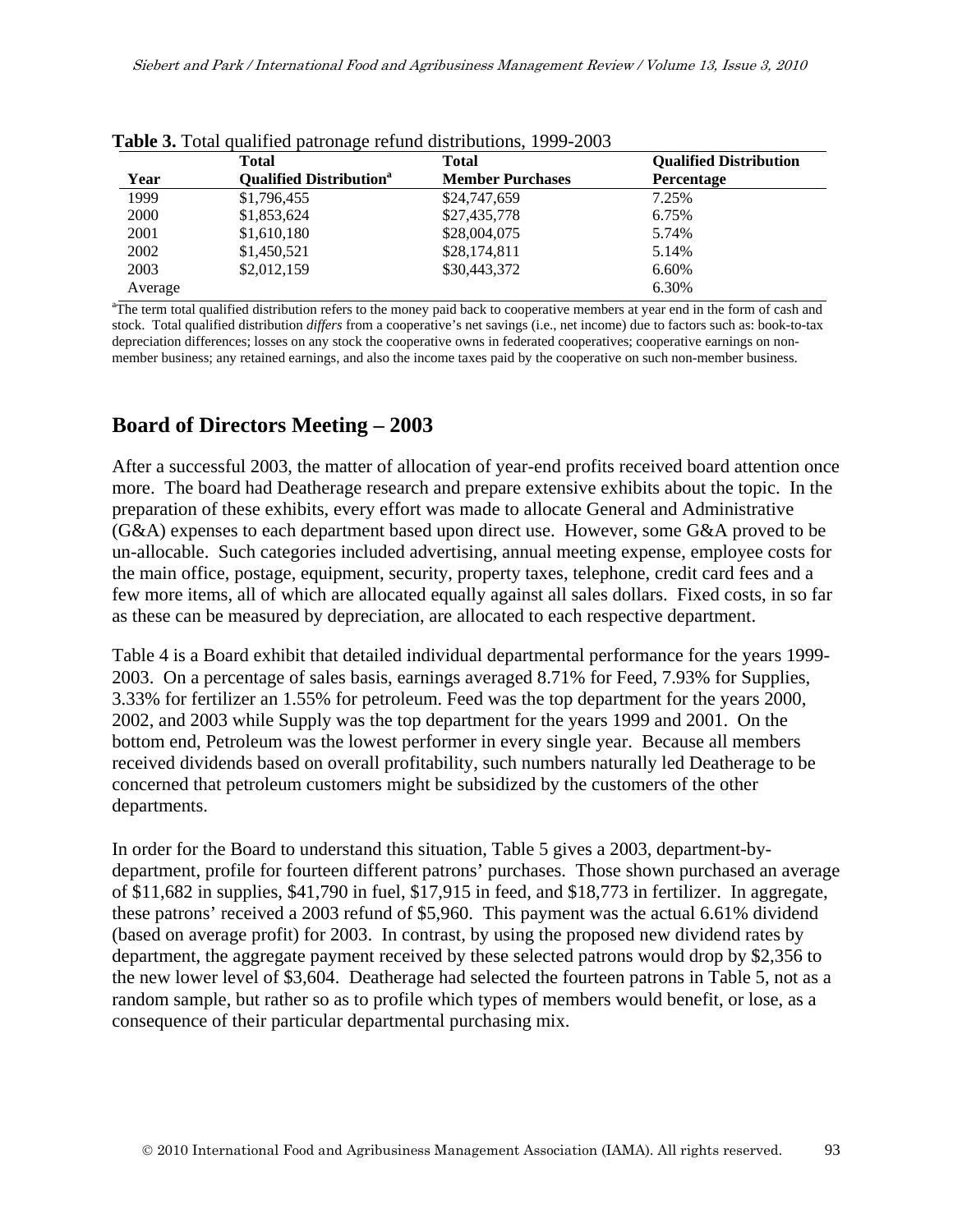**Table 3.** Total qualified patronage refund distributions, 1999-2003

| Year | Total Qualified Distribution[a] | Total Member Purchases | Qualified Distribution Percentage |
|---|---|---|---|
| 1999 | $1,796,455 | $24,747,659 | 7.25% |
| 2000 | $1,853,624 | $27,435,778 | 6.75% |
| 2001 | $1,610,180 | $28,004,075 | 5.74% |
| 2002 | $1,450,521 | $28,174,811 | 5.14% |
| 2003 | $2,012,159 | $30,443,372 | 6.60% |
| Average | | | 6.30% |

[a]The term total qualified distribution refers to the money paid back to cooperative members at year end in the form of cash and stock. Total qualified distribution *differs* from a cooperative's net savings (i.e., net income) due to factors such as: book-to-tax depreciation differences; losses on any stock the cooperative owns in federated cooperatives; cooperative earnings on non-member business; any retained earnings, and also the income taxes paid by the cooperative on such non-member business.

## Board of Directors Meeting – 2003

After a successful 2003, the matter of allocation of year-end profits received board attention once more. The board had Deatherage research and prepare extensive exhibits about the topic. In the preparation of these exhibits, every effort was made to allocate General and Administrative (G&A) expenses to each department based upon direct use. However, some G&A proved to be un-allocable. Such categories included advertising, annual meeting expense, employee costs for the main office, postage, equipment, security, property taxes, telephone, credit card fees and a few more items, all of which are allocated equally against all sales dollars. Fixed costs, in so far as these can be measured by depreciation, are allocated to each respective department.

Table 4 is a Board exhibit that detailed individual departmental performance for the years 1999-2003. On a percentage of sales basis, earnings averaged 8.71% for Feed, 7.93% for Supplies, 3.33% for fertilizer an 1.55% for petroleum. Feed was the top department for the years 2000, 2002, and 2003 while Supply was the top department for the years 1999 and 2001. On the bottom end, Petroleum was the lowest performer in every single year. Because all members received dividends based on overall profitability, such numbers naturally led Deatherage to be concerned that petroleum customers might be subsidized by the customers of the other departments.

In order for the Board to understand this situation, Table 5 gives a 2003, department-by-department, profile for fourteen different patrons' purchases. Those shown purchased an average of $11,682 in supplies, $41,790 in fuel, $17,915 in feed, and $18,773 in fertilizer. In aggregate, these patrons' received a 2003 refund of $5,960. This payment was the actual 6.61% dividend (based on average profit) for 2003. In contrast, by using the proposed new dividend rates by department, the aggregate payment received by these selected patrons would drop by $2,356 to the new lower level of $3,604. Deatherage had selected the fourteen patrons in Table 5, not as a random sample, but rather so as to profile which types of members would benefit, or lose, as a consequence of their particular departmental purchasing mix.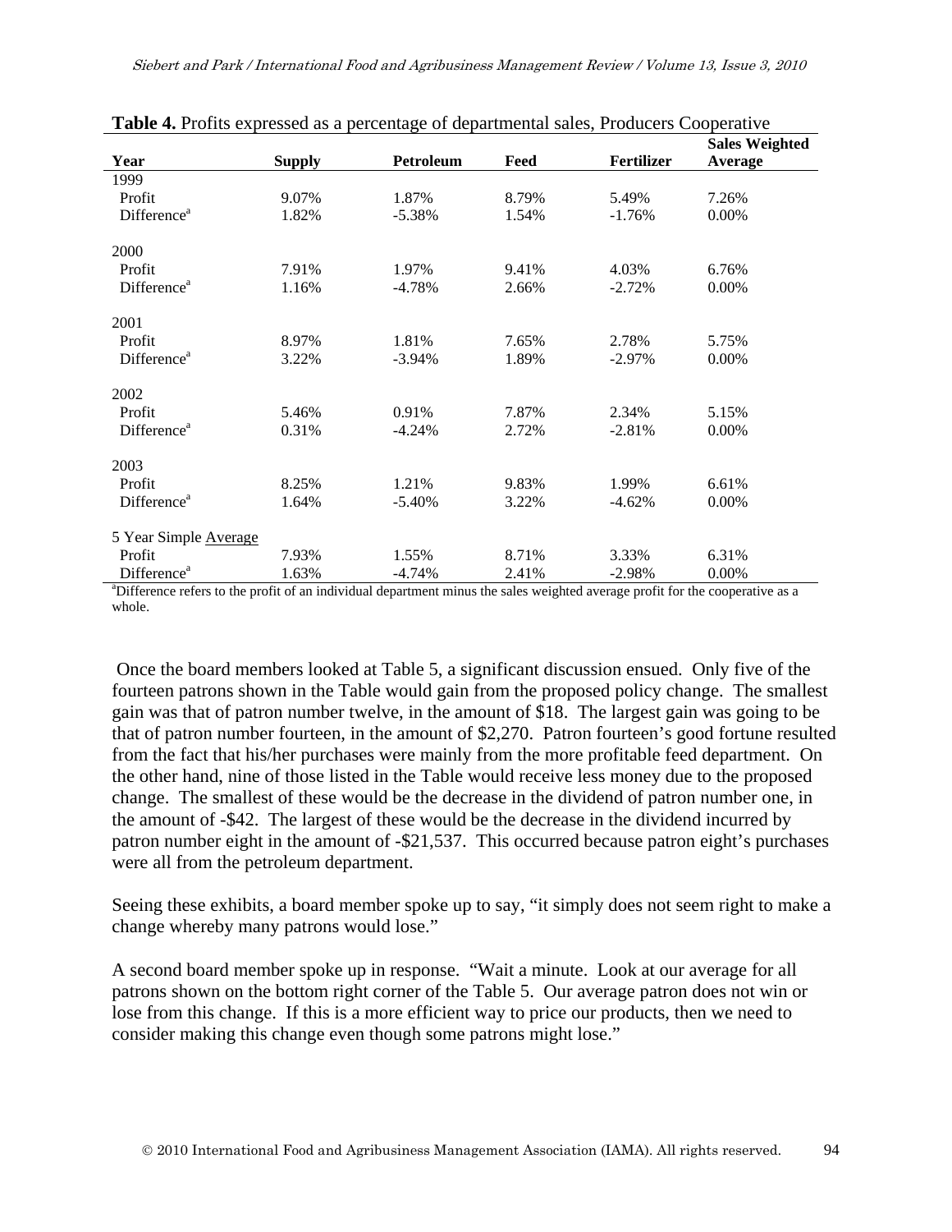**Table 4.** Profits expressed as a percentage of departmental sales, Producers Cooperative

| Year | Supply | Petroleum | Feed | Fertilizer | Sales Weighted Average |
|---|---|---|---|---|---|
| 1999 | | | | | |
| Profit | 9.07% | 1.87% | 8.79% | 5.49% | 7.26% |
| Difference[a] | 1.82% | -5.38% | 1.54% | -1.76% | 0.00% |
| 2000 | | | | | |
| Profit | 7.91% | 1.97% | 9.41% | 4.03% | 6.76% |
| Difference[a] | 1.16% | -4.78% | 2.66% | -2.72% | 0.00% |
| 2001 | | | | | |
| Profit | 8.97% | 1.81% | 7.65% | 2.78% | 5.75% |
| Difference[a] | 3.22% | -3.94% | 1.89% | -2.97% | 0.00% |
| 2002 | | | | | |
| Profit | 5.46% | 0.91% | 7.87% | 2.34% | 5.15% |
| Difference[a] | 0.31% | -4.24% | 2.72% | -2.81% | 0.00% |
| 2003 | | | | | |
| Profit | 8.25% | 1.21% | 9.83% | 1.99% | 6.61% |
| Difference[a] | 1.64% | -5.40% | 3.22% | -4.62% | 0.00% |
| 5 Year Simple Average | | | | | |
| Profit | 7.93% | 1.55% | 8.71% | 3.33% | 6.31% |
| Difference[a] | 1.63% | -4.74% | 2.41% | -2.98% | 0.00% |

[a]Difference refers to the profit of an individual department minus the sales weighted average profit for the cooperative as a whole.

Once the board members looked at Table 5, a significant discussion ensued. Only five of the fourteen patrons shown in the Table would gain from the proposed policy change. The smallest gain was that of patron number twelve, in the amount of $18. The largest gain was going to be that of patron number fourteen, in the amount of $2,270. Patron fourteen's good fortune resulted from the fact that his/her purchases were mainly from the more profitable feed department. On the other hand, nine of those listed in the Table would receive less money due to the proposed change. The smallest of these would be the decrease in the dividend of patron number one, in the amount of -$42. The largest of these would be the decrease in the dividend incurred by patron number eight in the amount of -$21,537. This occurred because patron eight's purchases were all from the petroleum department.

Seeing these exhibits, a board member spoke up to say, "it simply does not seem right to make a change whereby many patrons would lose."

A second board member spoke up in response. "Wait a minute. Look at our average for all patrons shown on the bottom right corner of the Table 5. Our average patron does not win or lose from this change. If this is a more efficient way to price our products, then we need to consider making this change even though some patrons might lose."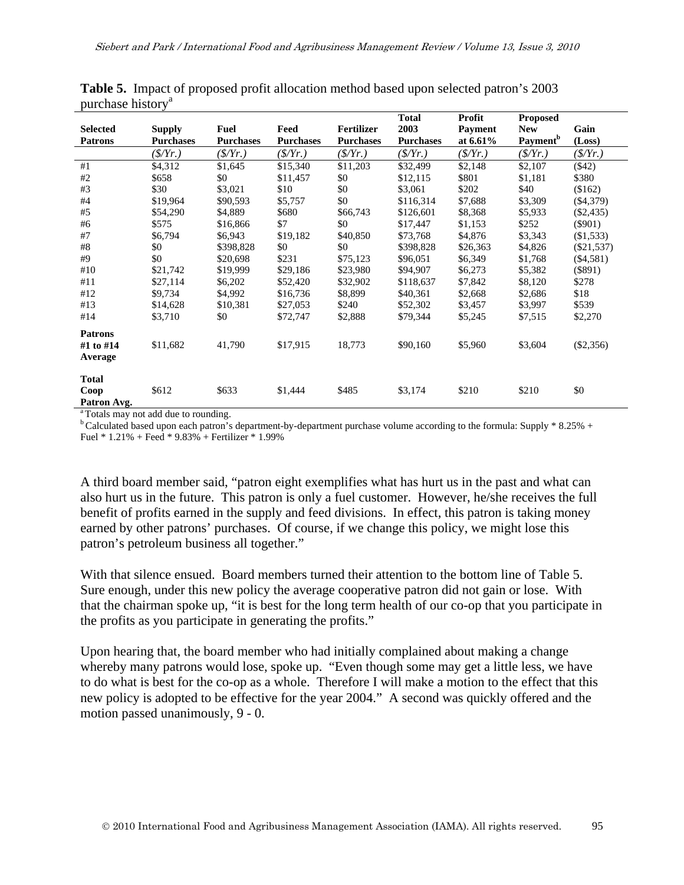**Table 5.** Impact of proposed profit allocation method based upon selected patron's 2003 purchase history[a]

| Selected Patrons | Supply Purchases | Fuel Purchases | Feed Purchases | Fertilizer Purchases | Total 2003 Purchases | Profit Payment at 6.61% | Proposed New Payment[b] | Gain (Loss) |
|---|---|---|---|---|---|---|---|---|
| | *($/Yr.)* | *($/Yr.)* | *($/Yr.)* | *($/Yr.)* | *($/Yr.)* | *($/Yr.)* | *($/Yr.)* | *($/Yr.)* |
| #1 | $4,312 | $1,645 | $15,340 | $11,203 | $32,499 | $2,148 | $2,107 | ($42) |
| #2 | $658 | $0 | $11,457 | $0 | $12,115 | $801 | $1,181 | $380 |
| #3 | $30 | $3,021 | $10 | $0 | $3,061 | $202 | $40 | ($162) |
| #4 | $19,964 | $90,593 | $5,757 | $0 | $116,314 | $7,688 | $3,309 | ($4,379) |
| #5 | $54,290 | $4,889 | $680 | $66,743 | $126,601 | $8,368 | $5,933 | ($2,435) |
| #6 | $575 | $16,866 | $7 | $0 | $17,447 | $1,153 | $252 | ($901) |
| #7 | $6,794 | $6,943 | $19,182 | $40,850 | $73,768 | $4,876 | $3,343 | ($1,533) |
| #8 | $0 | $398,828 | $0 | $0 | $398,828 | $26,363 | $4,826 | ($21,537) |
| #9 | $0 | $20,698 | $231 | $75,123 | $96,051 | $6,349 | $1,768 | ($4,581) |
| #10 | $21,742 | $19,999 | $29,186 | $23,980 | $94,907 | $6,273 | $5,382 | ($891) |
| #11 | $27,114 | $6,202 | $52,420 | $32,902 | $118,637 | $7,842 | $8,120 | $278 |
| #12 | $9,734 | $4,992 | $16,736 | $8,899 | $40,361 | $2,668 | $2,686 | $18 |
| #13 | $14,628 | $10,381 | $27,053 | $240 | $52,302 | $3,457 | $3,997 | $539 |
| #14 | $3,710 | $0 | $72,747 | $2,888 | $79,344 | $5,245 | $7,515 | $2,270 |
| **Patrons #1 to #14 Average** | $11,682 | 41,790 | $17,915 | 18,773 | $90,160 | $5,960 | $3,604 | ($2,356) |
| **Total Coop Patron Avg.** | $612 | $633 | $1,444 | $485 | $3,174 | $210 | $210 | $0 |

[a] Totals may not add due to rounding.

[b] Calculated based upon each patron's department-by-department purchase volume according to the formula: Supply * 8.25% + Fuel * 1.21% + Feed * 9.83% + Fertilizer * 1.99%

A third board member said, "patron eight exemplifies what has hurt us in the past and what can also hurt us in the future. This patron is only a fuel customer. However, he/she receives the full benefit of profits earned in the supply and feed divisions. In effect, this patron is taking money earned by other patrons' purchases. Of course, if we change this policy, we might lose this patron's petroleum business all together."

With that silence ensued. Board members turned their attention to the bottom line of Table 5. Sure enough, under this new policy the average cooperative patron did not gain or lose. With that the chairman spoke up, "it is best for the long term health of our co-op that you participate in the profits as you participate in generating the profits."

Upon hearing that, the board member who had initially complained about making a change whereby many patrons would lose, spoke up. "Even though some may get a little less, we have to do what is best for the co-op as a whole. Therefore I will make a motion to the effect that this new policy is adopted to be effective for the year 2004." A second was quickly offered and the motion passed unanimously, 9 - 0.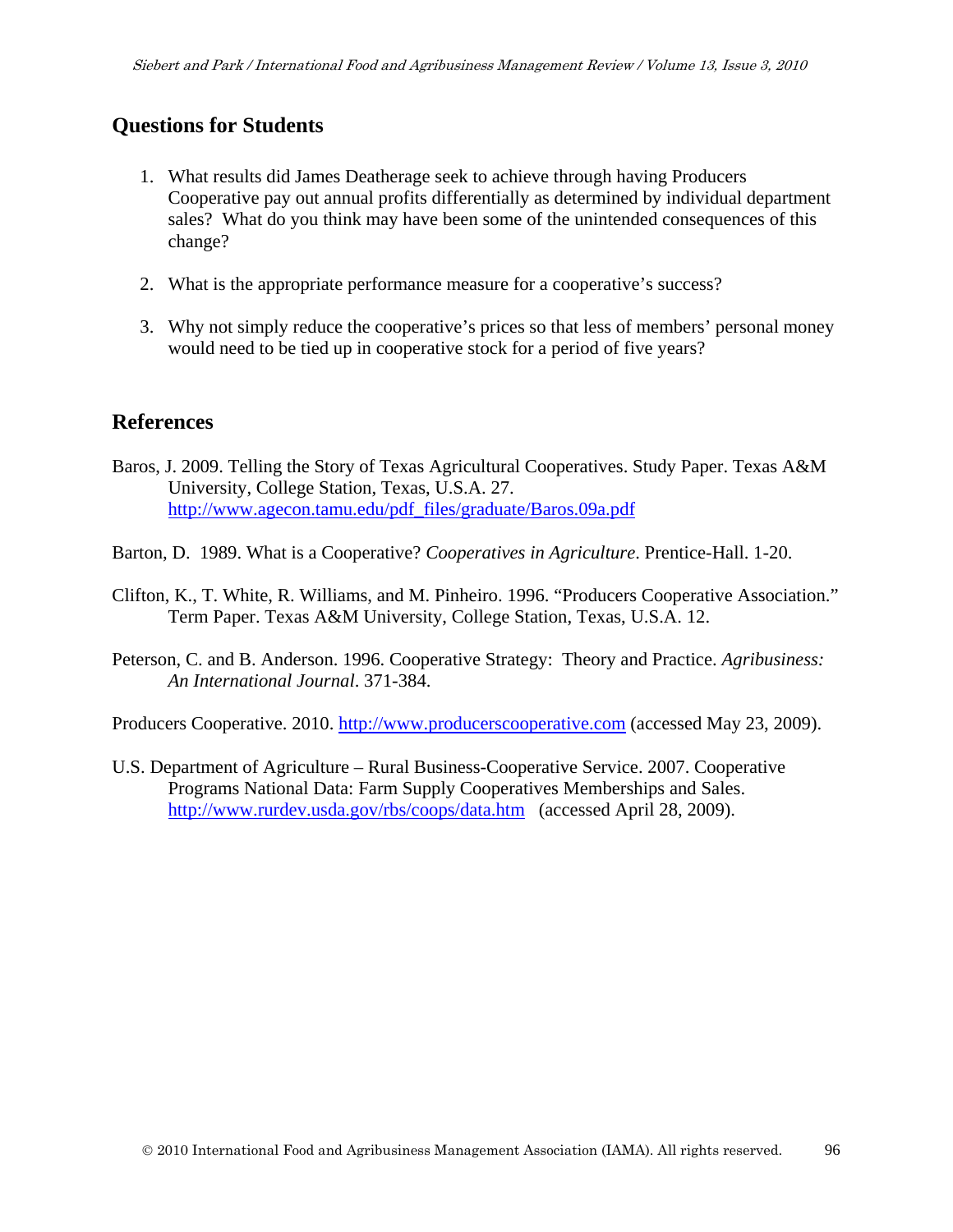## Questions for Students

1. What results did James Deatherage seek to achieve through having Producers Cooperative pay out annual profits differentially as determined by individual department sales? What do you think may have been some of the unintended consequences of this change?

2. What is the appropriate performance measure for a cooperative's success?

3. Why not simply reduce the cooperative's prices so that less of members' personal money would need to be tied up in cooperative stock for a period of five years?

## References

Baros, J. 2009. Telling the Story of Texas Agricultural Cooperatives. Study Paper. Texas A&M University, College Station, Texas, U.S.A. 27. http://www.agecon.tamu.edu/pdf_files/graduate/Baros.09a.pdf

Barton, D. 1989. What is a Cooperative? *Cooperatives in Agriculture*. Prentice-Hall. 1-20.

Clifton, K., T. White, R. Williams, and M. Pinheiro. 1996. "Producers Cooperative Association." Term Paper. Texas A&M University, College Station, Texas, U.S.A. 12.

Peterson, C. and B. Anderson. 1996. Cooperative Strategy: Theory and Practice. *Agribusiness: An International Journal*. 371-384.

Producers Cooperative. 2010. http://www.producerscooperative.com (accessed May 23, 2009).

U.S. Department of Agriculture – Rural Business-Cooperative Service. 2007. Cooperative Programs National Data: Farm Supply Cooperatives Memberships and Sales. http://www.rurdev.usda.gov/rbs/coops/data.htm (accessed April 28, 2009).